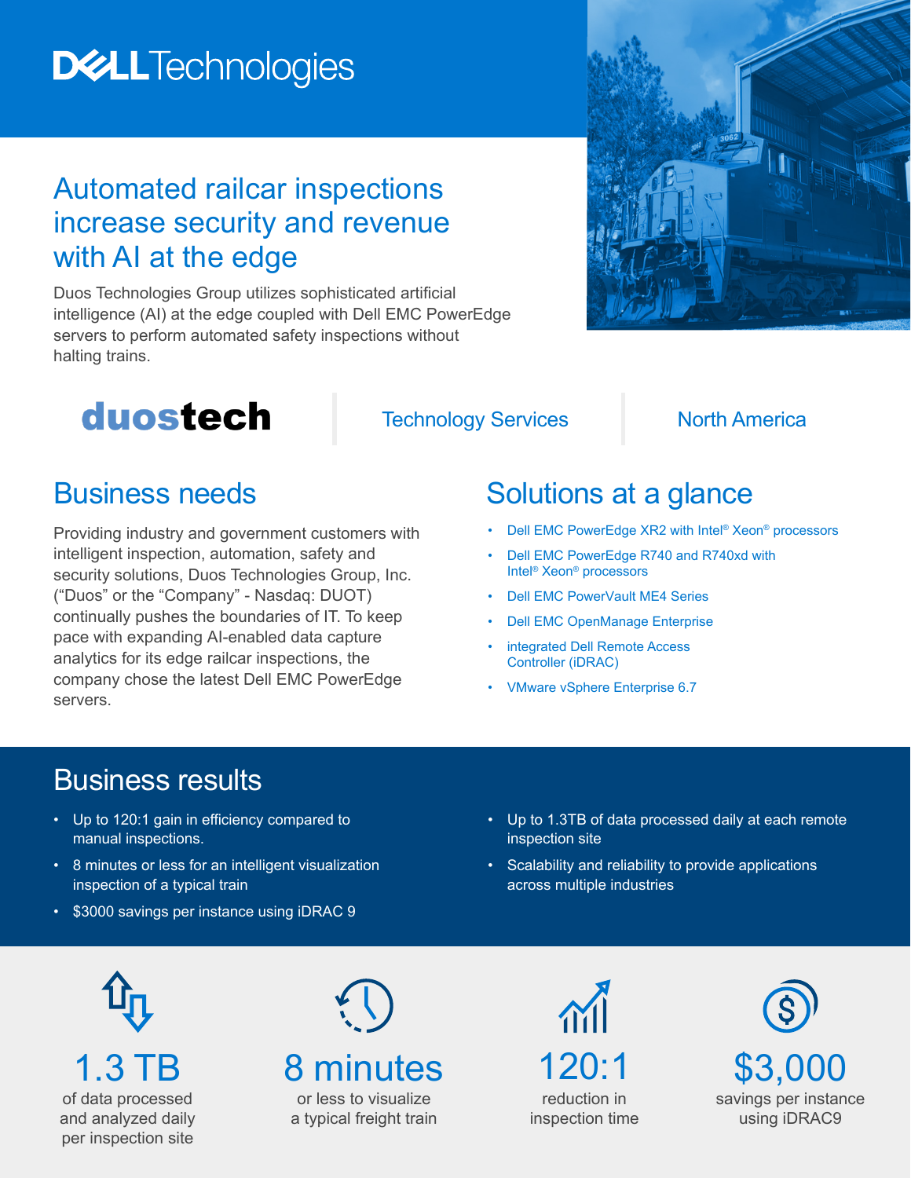Dell Technologies

# Automated railcar inspections increase security and revenue with AI at the edge

Duos Technologies Group utilizes sophisticated artificial intelligence (AI) at the edge coupled with Dell EMC PowerEdge servers to perform automated safety inspections without halting trains.

duostech | Technology Services | North America

## Business needs

Providing industry and government customers with intelligent inspection, automation, safety and security solutions, Duos Technologies Group, Inc. ("Duos" or the "Company" - Nasdaq: DUOT) continually pushes the boundaries of IT. To keep pace with expanding AI-enabled data capture analytics for its edge railcar inspections, the company chose the latest Dell EMC PowerEdge servers.

## Solutions at a glance

- Dell EMC PowerEdge XR2 with Intel® Xeon® processors
- Dell EMC PowerEdge R740 and R740xd with Intel® Xeon® processors
- Dell EMC PowerVault ME4 Series
- Dell EMC OpenManage Enterprise
- integrated Dell Remote Access Controller (iDRAC)
- VMware vSphere Enterprise 6.7

## Business results

- Up to 120:1 gain in efficiency compared to manual inspections.
- 8 minutes or less for an intelligent visualization inspection of a typical train
- $3000 savings per instance using iDRAC 9
- Up to 1.3TB of data processed daily at each remote inspection site
- Scalability and reliability to provide applications across multiple industries

**1.3 TB** of data processed and analyzed daily per inspection site

**8 minutes** or less to visualize a typical freight train

**120:1** reduction in inspection time

**$3,000** savings per instance using iDRAC9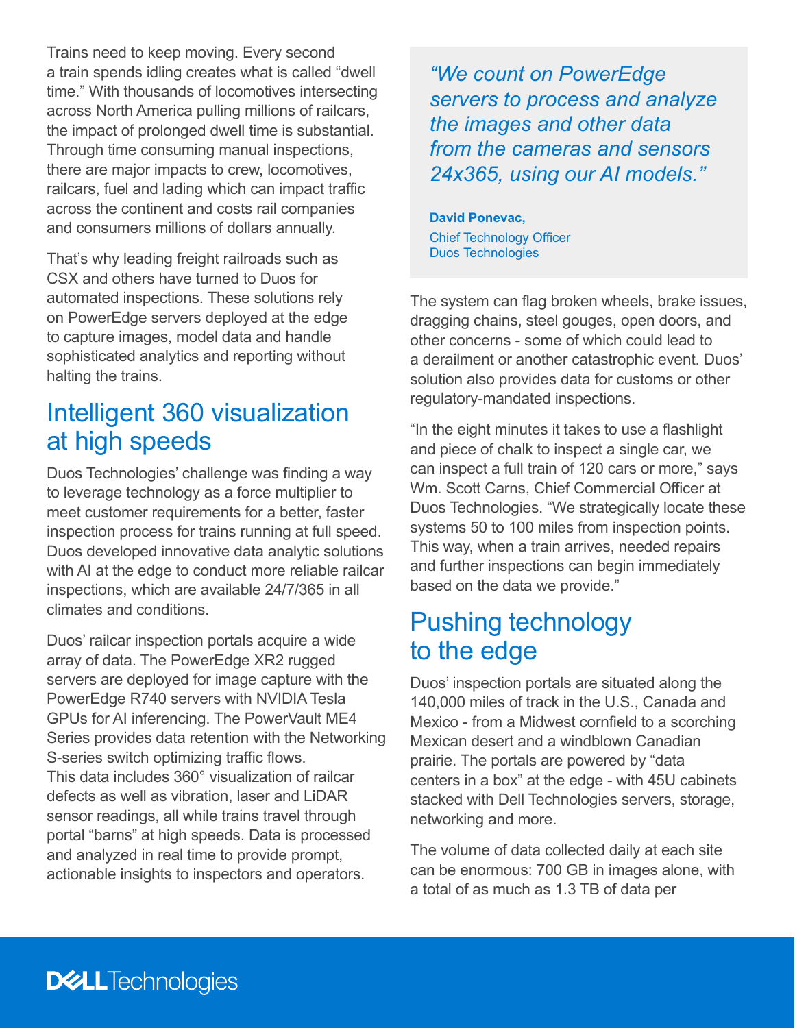Trains need to keep moving. Every second a train spends idling creates what is called "dwell time." With thousands of locomotives intersecting across North America pulling millions of railcars, the impact of prolonged dwell time is substantial. Through time consuming manual inspections, there are major impacts to crew, locomotives, railcars, fuel and lading which can impact traffic across the continent and costs rail companies and consumers millions of dollars annually.

That's why leading freight railroads such as CSX and others have turned to Duos for automated inspections. These solutions rely on PowerEdge servers deployed at the edge to capture images, model data and handle sophisticated analytics and reporting without halting the trains.

## Intelligent 360 visualization at high speeds

Duos Technologies' challenge was finding a way to leverage technology as a force multiplier to meet customer requirements for a better, faster inspection process for trains running at full speed. Duos developed innovative data analytic solutions with AI at the edge to conduct more reliable railcar inspections, which are available 24/7/365 in all climates and conditions.

Duos' railcar inspection portals acquire a wide array of data. The PowerEdge XR2 rugged servers are deployed for image capture with the PowerEdge R740 servers with NVIDIA Tesla GPUs for AI inferencing. The PowerVault ME4 Series provides data retention with the Networking S-series switch optimizing traffic flows. This data includes 360° visualization of railcar defects as well as vibration, laser and LiDAR sensor readings, all while trains travel through portal "barns" at high speeds. Data is processed and analyzed in real time to provide prompt, actionable insights to inspectors and operators.

> *"We count on PowerEdge servers to process and analyze the images and other data from the cameras and sensors 24x365, using our AI models."*
>
> **David Ponevac,**
> Chief Technology Officer
> Duos Technologies

The system can flag broken wheels, brake issues, dragging chains, steel gouges, open doors, and other concerns - some of which could lead to a derailment or another catastrophic event. Duos' solution also provides data for customs or other regulatory-mandated inspections.

"In the eight minutes it takes to use a flashlight and piece of chalk to inspect a single car, we can inspect a full train of 120 cars or more," says Wm. Scott Carns, Chief Commercial Officer at Duos Technologies. "We strategically locate these systems 50 to 100 miles from inspection points. This way, when a train arrives, needed repairs and further inspections can begin immediately based on the data we provide."

## Pushing technology to the edge

Duos' inspection portals are situated along the 140,000 miles of track in the U.S., Canada and Mexico - from a Midwest cornfield to a scorching Mexican desert and a windblown Canadian prairie. The portals are powered by "data centers in a box" at the edge - with 45U cabinets stacked with Dell Technologies servers, storage, networking and more.

The volume of data collected daily at each site can be enormous: 700 GB in images alone, with a total of as much as 1.3 TB of data per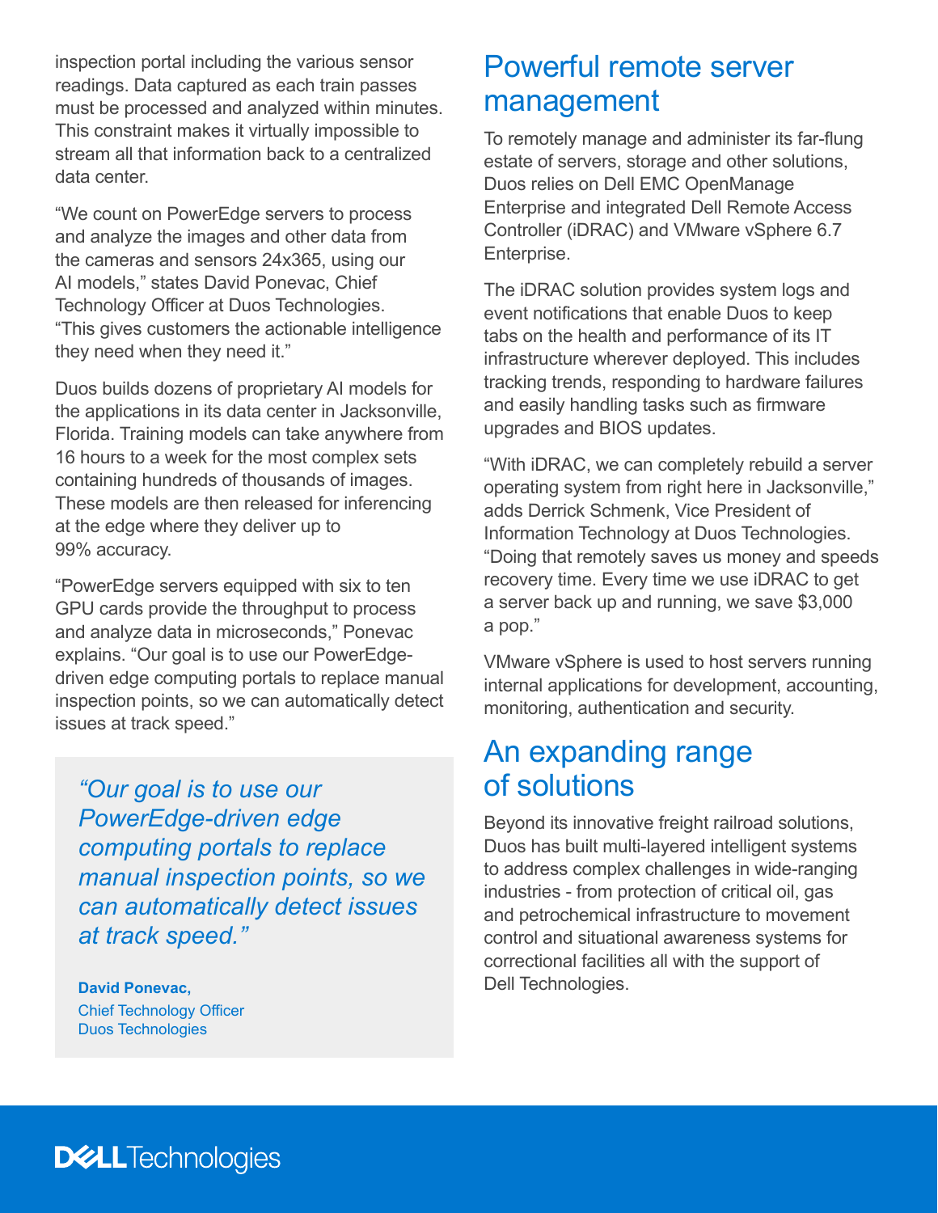inspection portal including the various sensor readings. Data captured as each train passes must be processed and analyzed within minutes. This constraint makes it virtually impossible to stream all that information back to a centralized data center.

"We count on PowerEdge servers to process and analyze the images and other data from the cameras and sensors 24x365, using our AI models," states David Ponevac, Chief Technology Officer at Duos Technologies. "This gives customers the actionable intelligence they need when they need it."

Duos builds dozens of proprietary AI models for the applications in its data center in Jacksonville, Florida. Training models can take anywhere from 16 hours to a week for the most complex sets containing hundreds of thousands of images. These models are then released for inferencing at the edge where they deliver up to 99% accuracy.

"PowerEdge servers equipped with six to ten GPU cards provide the throughput to process and analyze data in microseconds," Ponevac explains. "Our goal is to use our PowerEdge-driven edge computing portals to replace manual inspection points, so we can automatically detect issues at track speed."

> *"Our goal is to use our PowerEdge-driven edge computing portals to replace manual inspection points, so we can automatically detect issues at track speed."*
>
> **David Ponevac,**
> Chief Technology Officer
> Duos Technologies

## Powerful remote server management

To remotely manage and administer its far-flung estate of servers, storage and other solutions, Duos relies on Dell EMC OpenManage Enterprise and integrated Dell Remote Access Controller (iDRAC) and VMware vSphere 6.7 Enterprise.

The iDRAC solution provides system logs and event notifications that enable Duos to keep tabs on the health and performance of its IT infrastructure wherever deployed. This includes tracking trends, responding to hardware failures and easily handling tasks such as firmware upgrades and BIOS updates.

"With iDRAC, we can completely rebuild a server operating system from right here in Jacksonville," adds Derrick Schmenk, Vice President of Information Technology at Duos Technologies. "Doing that remotely saves us money and speeds recovery time. Every time we use iDRAC to get a server back up and running, we save $3,000 a pop."

VMware vSphere is used to host servers running internal applications for development, accounting, monitoring, authentication and security.

## An expanding range of solutions

Beyond its innovative freight railroad solutions, Duos has built multi-layered intelligent systems to address complex challenges in wide-ranging industries - from protection of critical oil, gas and petrochemical infrastructure to movement control and situational awareness systems for correctional facilities all with the support of Dell Technologies.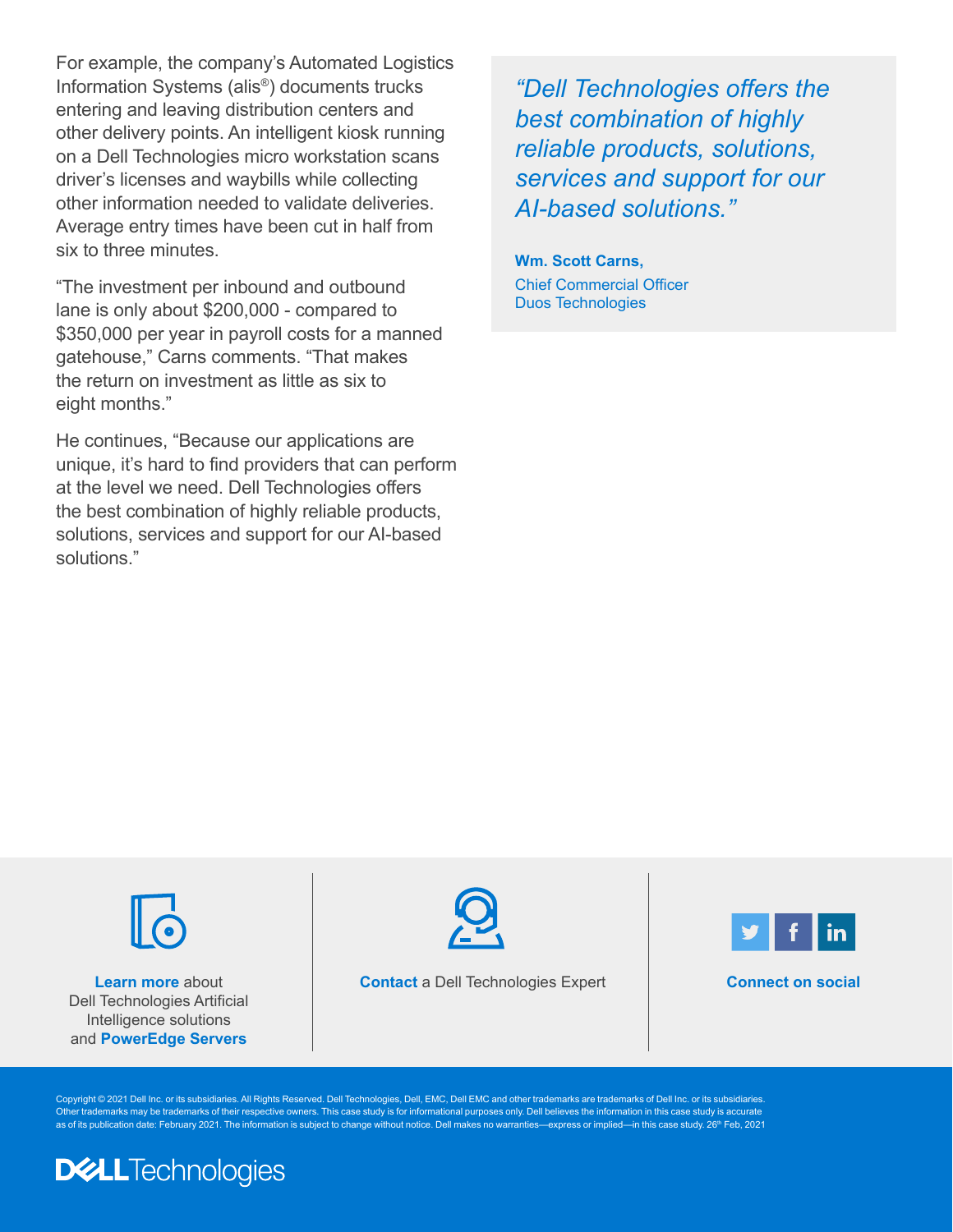For example, the company's Automated Logistics Information Systems (alis®) documents trucks entering and leaving distribution centers and other delivery points. An intelligent kiosk running on a Dell Technologies micro workstation scans driver's licenses and waybills while collecting other information needed to validate deliveries. Average entry times have been cut in half from six to three minutes.

"The investment per inbound and outbound lane is only about $200,000 - compared to $350,000 per year in payroll costs for a manned gatehouse," Carns comments. "That makes the return on investment as little as six to eight months."

He continues, "Because our applications are unique, it's hard to find providers that can perform at the level we need. Dell Technologies offers the best combination of highly reliable products, solutions, services and support for our AI-based solutions."

> *"Dell Technologies offers the best combination of highly reliable products, solutions, services and support for our AI-based solutions."*
>
> **Wm. Scott Carns,**
> Chief Commercial Officer
> Duos Technologies

**Learn more** about Dell Technologies Artificial Intelligence solutions and **PowerEdge Servers**

**Contact** a Dell Technologies Expert

**Connect on social**

Copyright © 2021 Dell Inc. or its subsidiaries. All Rights Reserved. Dell Technologies, Dell, EMC, Dell EMC and other trademarks are trademarks of Dell Inc. or its subsidiaries. Other trademarks may be trademarks of their respective owners. This case study is for informational purposes only. Dell believes the information in this case study is accurate as of its publication date: February 2021. The information is subject to change without notice. Dell makes no warranties—express or implied—in this case study. 26th Feb, 2021

DELL Technologies